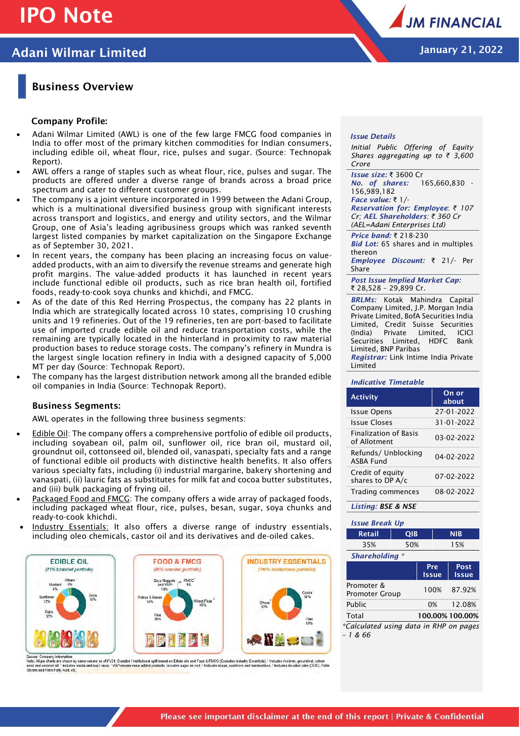# IPO Note

## Adani Wilmar Limited

January 21, 2022

## Business Overview

### Company Profile:

- Adani Wilmar Limited (AWL) is one of the few large FMCG food companies in India to offer most of the primary kitchen commodities for Indian consumers, including edible oil, wheat flour, rice, pulses and sugar. (Source: Technopak Report).
- AWL offers a range of staples such as wheat flour, rice, pulses and sugar. The products are offered under a diverse range of brands across a broad price spectrum and cater to different customer groups.
- The company is a joint venture incorporated in 1999 between the Adani Group, which is a multinational diversified business group with significant interests across transport and logistics, and energy and utility sectors, and the Wilmar Group, one of Asia's leading agribusiness groups which was ranked seventh largest listed companies by market capitalization on the Singapore Exchange as of September 30, 2021.
- In recent years, the company has been placing an increasing focus on value-added products, with an aim to diversify the revenue streams and generate high profit margins. The value-added products it has launched in recent years include functional edible oil products, such as rice bran health oil, fortified foods, ready-to-cook soya chunks and khichdi, and FMCG.
- As of the date of this Red Herring Prospectus, the company has 22 plants in India which are strategically located across 10 states, comprising 10 crushing units and 19 refineries. Out of the 19 refineries, ten are port-based to facilitate use of imported crude edible oil and reduce transportation costs, while the remaining are typically located in the hinterland in proximity to raw material production bases to reduce storage costs. The company's refinery in Mundra is the largest single location refinery in India with a designed capacity of 5,000 MT per day (Source: Technopak Report).
- The company has the largest distribution network among all the branded edible oil companies in India (Source: Technopak Report).

### Business Segments:

AWL operates in the following three business segments:

- Edible Oil: The company offers a comprehensive portfolio of edible oil products, including soyabean oil, palm oil, sunflower oil, rice bran oil, mustard oil, groundnut oil, cottonseed oil, blended oil, vanaspati, specialty fats and a range of functional edible oil products with distinctive health benefits. It also offers various specialty fats, including (i) industrial margarine, bakery shortening and vanaspati, (ii) lauric fats as substitutes for milk fat and cocoa butter substitutes, and (iii) bulk packaging of frying oil.
- Packaged Food and FMCG: The company offers a wide array of packaged foods, including packaged wheat flour, rice, pulses, besan, sugar, soya chunks and ready-to-cook khichdi.
- Industry Essentials: It also offers a diverse range of industry essentials, including oleo chemicals, castor oil and its derivatives and de-oiled cakes.

**EDIBLE OIL** (71% branded portfolio): Soya 33%, Palm 30%, Sunflower 12%, Mustard 8%, Others 3%

**FOOD & FMCG** (86% branded portfolio): Wheat Flour 40%, Rice 35%, Pulses & Besan 14%, Soya Nuggets and VAP 10%, FMCG 1%

**INDUSTRY ESSENTIALS** (100% institutional portfolio): Others 50%, Castor 31%, Oleo 19%

Source: Company information
Note: All pie charts are shown by sales volume as of FY21; Branded / institutional split based on Edible oils and Food & FMCG (Excludes Industry Essentials); [1] Includes ricebran, groundnut, cotton seed and coconut oil; [2] Includes maida and suji / rava; [3] VAP means value added products, includes sugar as well; [4] Includes soaps, sanitizers and handwashes; [5] Includes de-oiled cake (DOC), Palm Stearin and Palm Fatty Acid, etc.

---

**Issue Details**

*Initial Public Offering of Equity Shares aggregating up to ₹ 3,600 Crore*

**Issue size:** ₹ 3600 Cr
**No. of shares:** 165,660,830 - 156,989,182
**Face value:** ₹ 1/-
**Reservation for: Employee**: ₹ 107 Cr; **AEL Shareholders**: ₹ 360 Cr (AEL=Adani Enterprises Ltd)

**Price band:** ₹ 218-230
**Bid Lot:** 65 shares and in multiples thereon
**Employee Discount:** ₹ 21/- Per Share

**Post Issue Implied Market Cap:** ₹ 28,528 – 29,899 Cr.

**BRLMs:** Kotak Mahindra Capital Company Limited, J.P. Morgan India Private Limited, BofA Securities India Limited, Credit Suisse Securities (India) Private Limited, ICICI Securities Limited, HDFC Bank Limited, BNP Paribas
**Registrar:** Link Intime India Private Limited

**Indicative Timetable**

| Activity | On or about |
|---|---|
| Issue Opens | 27-01-2022 |
| Issue Closes | 31-01-2022 |
| Finalization of Basis of Allotment | 03-02-2022 |
| Refunds/ Unblocking ASBA Fund | 04-02-2022 |
| Credit of equity shares to DP A/c | 07-02-2022 |
| Trading commences | 08-02-2022 |

**Listing: BSE & NSE**

**Issue Break Up**

| Retail | QIB | NIB |
|---|---|---|
| 35% | 50% | 15% |

**Shareholding ***

| | Pre Issue | Post Issue |
|---|---|---|
| Promoter & Promoter Group | 100% | 87.92% |
| Public | 0% | 12.08% |
| Total | 100.00% | 100.00% |

*Calculated using data in RHP on pages – 1 & 66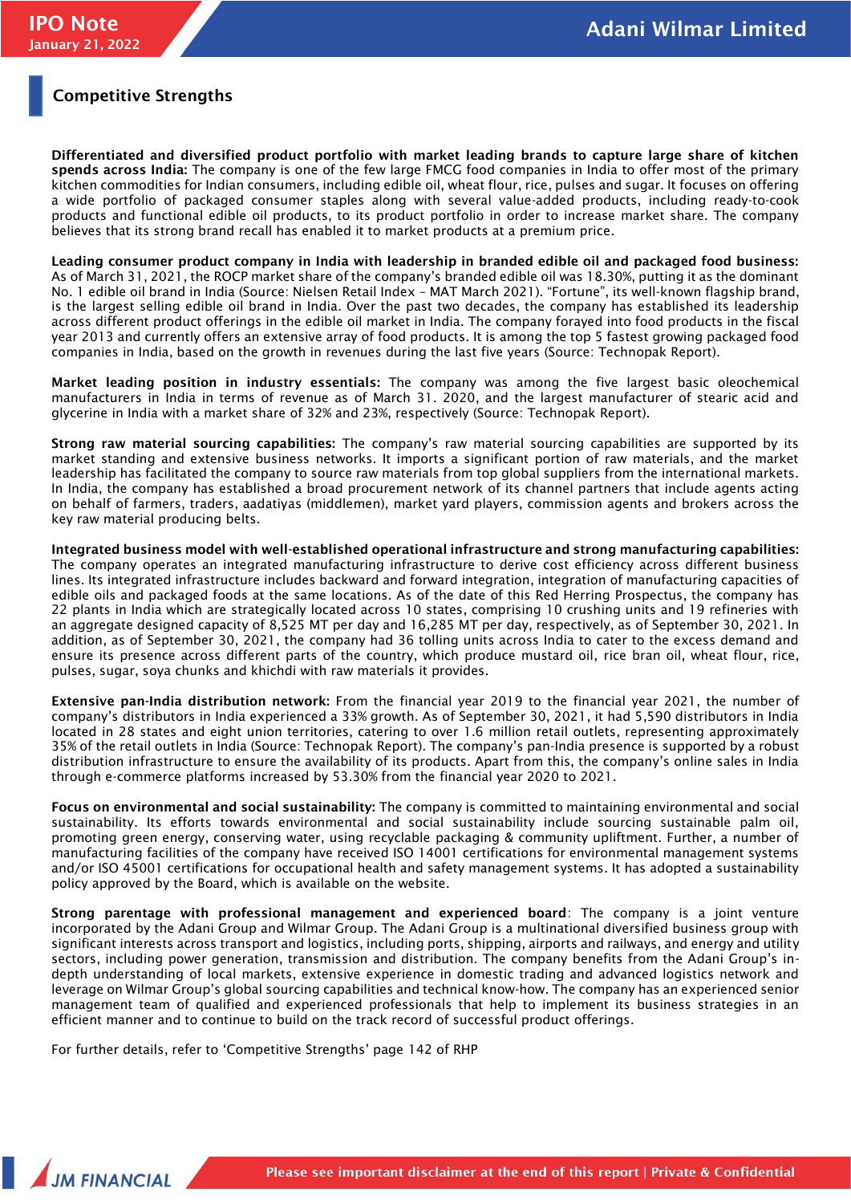## Competitive Strengths

**Differentiated and diversified product portfolio with market leading brands to capture large share of kitchen spends across India:** The company is one of the few large FMCG food companies in India to offer most of the primary kitchen commodities for Indian consumers, including edible oil, wheat flour, rice, pulses and sugar. It focuses on offering a wide portfolio of packaged consumer staples along with several value-added products, including ready-to-cook products and functional edible oil products, to its product portfolio in order to increase market share. The company believes that its strong brand recall has enabled it to market products at a premium price.

**Leading consumer product company in India with leadership in branded edible oil and packaged food business:** As of March 31, 2021, the ROCP market share of the company's branded edible oil was 18.30%, putting it as the dominant No. 1 edible oil brand in India (Source: Nielsen Retail Index – MAT March 2021). "Fortune", its well-known flagship brand, is the largest selling edible oil brand in India. Over the past two decades, the company has established its leadership across different product offerings in the edible oil market in India. The company forayed into food products in the fiscal year 2013 and currently offers an extensive array of food products. It is among the top 5 fastest growing packaged food companies in India, based on the growth in revenues during the last five years (Source: Technopak Report).

**Market leading position in industry essentials:** The company was among the five largest basic oleochemical manufacturers in India in terms of revenue as of March 31. 2020, and the largest manufacturer of stearic acid and glycerine in India with a market share of 32% and 23%, respectively (Source: Technopak Report).

**Strong raw material sourcing capabilities:** The company's raw material sourcing capabilities are supported by its market standing and extensive business networks. It imports a significant portion of raw materials, and the market leadership has facilitated the company to source raw materials from top global suppliers from the international markets. In India, the company has established a broad procurement network of its channel partners that include agents acting on behalf of farmers, traders, aadatiyas (middlemen), market yard players, commission agents and brokers across the key raw material producing belts.

**Integrated business model with well-established operational infrastructure and strong manufacturing capabilities:** The company operates an integrated manufacturing infrastructure to derive cost efficiency across different business lines. Its integrated infrastructure includes backward and forward integration, integration of manufacturing capacities of edible oils and packaged foods at the same locations. As of the date of this Red Herring Prospectus, the company has 22 plants in India which are strategically located across 10 states, comprising 10 crushing units and 19 refineries with an aggregate designed capacity of 8,525 MT per day and 16,285 MT per day, respectively, as of September 30, 2021. In addition, as of September 30, 2021, the company had 36 tolling units across India to cater to the excess demand and ensure its presence across different parts of the country, which produce mustard oil, rice bran oil, wheat flour, rice, pulses, sugar, soya chunks and khichdi with raw materials it provides.

**Extensive pan-India distribution network:** From the financial year 2019 to the financial year 2021, the number of company's distributors in India experienced a 33% growth. As of September 30, 2021, it had 5,590 distributors in India located in 28 states and eight union territories, catering to over 1.6 million retail outlets, representing approximately 35% of the retail outlets in India (Source: Technopak Report). The company's pan-India presence is supported by a robust distribution infrastructure to ensure the availability of its products. Apart from this, the company's online sales in India through e-commerce platforms increased by 53.30% from the financial year 2020 to 2021.

**Focus on environmental and social sustainability:** The company is committed to maintaining environmental and social sustainability. Its efforts towards environmental and social sustainability include sourcing sustainable palm oil, promoting green energy, conserving water, using recyclable packaging & community upliftment. Further, a number of manufacturing facilities of the company have received ISO 14001 certifications for environmental management systems and/or ISO 45001 certifications for occupational health and safety management systems. It has adopted a sustainability policy approved by the Board, which is available on the website.

**Strong parentage with professional management and experienced board**: The company is a joint venture incorporated by the Adani Group and Wilmar Group. The Adani Group is a multinational diversified business group with significant interests across transport and logistics, including ports, shipping, airports and railways, and energy and utility sectors, including power generation, transmission and distribution. The company benefits from the Adani Group's in-depth understanding of local markets, extensive experience in domestic trading and advanced logistics network and leverage on Wilmar Group's global sourcing capabilities and technical know-how. The company has an experienced senior management team of qualified and experienced professionals that help to implement its business strategies in an efficient manner and to continue to build on the track record of successful product offerings.

For further details, refer to 'Competitive Strengths' page 142 of RHP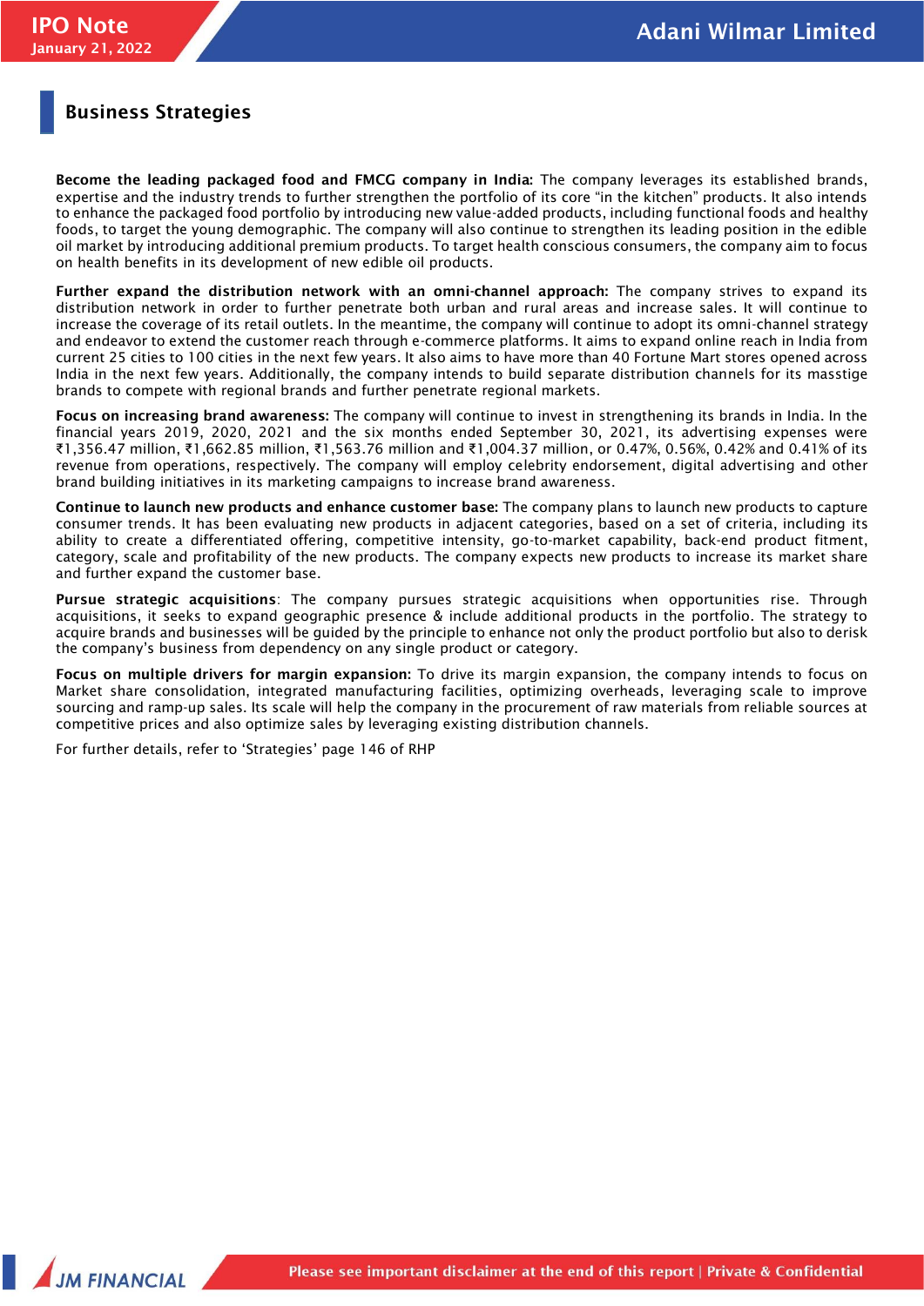## Business Strategies

**Become the leading packaged food and FMCG company in India:** The company leverages its established brands, expertise and the industry trends to further strengthen the portfolio of its core "in the kitchen" products. It also intends to enhance the packaged food portfolio by introducing new value-added products, including functional foods and healthy foods, to target the young demographic. The company will also continue to strengthen its leading position in the edible oil market by introducing additional premium products. To target health conscious consumers, the company aim to focus on health benefits in its development of new edible oil products.

**Further expand the distribution network with an omni-channel approach:** The company strives to expand its distribution network in order to further penetrate both urban and rural areas and increase sales. It will continue to increase the coverage of its retail outlets. In the meantime, the company will continue to adopt its omni-channel strategy and endeavor to extend the customer reach through e-commerce platforms. It aims to expand online reach in India from current 25 cities to 100 cities in the next few years. It also aims to have more than 40 Fortune Mart stores opened across India in the next few years. Additionally, the company intends to build separate distribution channels for its masstige brands to compete with regional brands and further penetrate regional markets.

**Focus on increasing brand awareness:** The company will continue to invest in strengthening its brands in India. In the financial years 2019, 2020, 2021 and the six months ended September 30, 2021, its advertising expenses were ₹1,356.47 million, ₹1,662.85 million, ₹1,563.76 million and ₹1,004.37 million, or 0.47%, 0.56%, 0.42% and 0.41% of its revenue from operations, respectively. The company will employ celebrity endorsement, digital advertising and other brand building initiatives in its marketing campaigns to increase brand awareness.

**Continue to launch new products and enhance customer base:** The company plans to launch new products to capture consumer trends. It has been evaluating new products in adjacent categories, based on a set of criteria, including its ability to create a differentiated offering, competitive intensity, go-to-market capability, back-end product fitment, category, scale and profitability of the new products. The company expects new products to increase its market share and further expand the customer base.

**Pursue strategic acquisitions**: The company pursues strategic acquisitions when opportunities rise. Through acquisitions, it seeks to expand geographic presence & include additional products in the portfolio. The strategy to acquire brands and businesses will be guided by the principle to enhance not only the product portfolio but also to derisk the company's business from dependency on any single product or category.

**Focus on multiple drivers for margin expansion:** To drive its margin expansion, the company intends to focus on Market share consolidation, integrated manufacturing facilities, optimizing overheads, leveraging scale to improve sourcing and ramp-up sales. Its scale will help the company in the procurement of raw materials from reliable sources at competitive prices and also optimize sales by leveraging existing distribution channels.

For further details, refer to 'Strategies' page 146 of RHP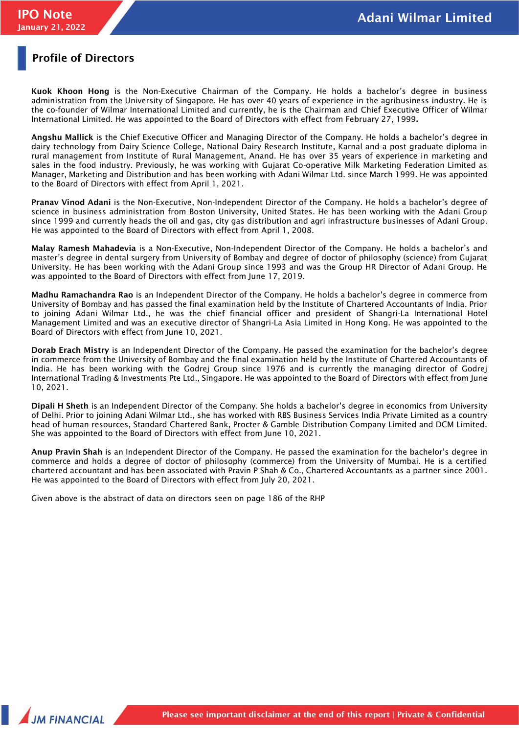## Profile of Directors

**Kuok Khoon Hong** is the Non-Executive Chairman of the Company. He holds a bachelor's degree in business administration from the University of Singapore. He has over 40 years of experience in the agribusiness industry. He is the co-founder of Wilmar International Limited and currently, he is the Chairman and Chief Executive Officer of Wilmar International Limited. He was appointed to the Board of Directors with effect from February 27, 1999**.**

**Angshu Mallick** is the Chief Executive Officer and Managing Director of the Company. He holds a bachelor's degree in dairy technology from Dairy Science College, National Dairy Research Institute, Karnal and a post graduate diploma in rural management from Institute of Rural Management, Anand. He has over 35 years of experience in marketing and sales in the food industry. Previously, he was working with Gujarat Co-operative Milk Marketing Federation Limited as Manager, Marketing and Distribution and has been working with Adani Wilmar Ltd. since March 1999. He was appointed to the Board of Directors with effect from April 1, 2021.

**Pranav Vinod Adani** is the Non-Executive, Non-Independent Director of the Company. He holds a bachelor's degree of science in business administration from Boston University, United States. He has been working with the Adani Group since 1999 and currently heads the oil and gas, city gas distribution and agri infrastructure businesses of Adani Group. He was appointed to the Board of Directors with effect from April 1, 2008.

**Malay Ramesh Mahadevia** is a Non-Executive, Non-Independent Director of the Company. He holds a bachelor's and master's degree in dental surgery from University of Bombay and degree of doctor of philosophy (science) from Gujarat University. He has been working with the Adani Group since 1993 and was the Group HR Director of Adani Group. He was appointed to the Board of Directors with effect from June 17, 2019.

**Madhu Ramachandra Rao** is an Independent Director of the Company. He holds a bachelor's degree in commerce from University of Bombay and has passed the final examination held by the Institute of Chartered Accountants of India. Prior to joining Adani Wilmar Ltd., he was the chief financial officer and president of Shangri-La International Hotel Management Limited and was an executive director of Shangri-La Asia Limited in Hong Kong. He was appointed to the Board of Directors with effect from June 10, 2021.

**Dorab Erach Mistry** is an Independent Director of the Company. He passed the examination for the bachelor's degree in commerce from the University of Bombay and the final examination held by the Institute of Chartered Accountants of India. He has been working with the Godrej Group since 1976 and is currently the managing director of Godrej International Trading & Investments Pte Ltd., Singapore. He was appointed to the Board of Directors with effect from June 10, 2021.

**Dipali H Sheth** is an Independent Director of the Company. She holds a bachelor's degree in economics from University of Delhi. Prior to joining Adani Wilmar Ltd., she has worked with RBS Business Services India Private Limited as a country head of human resources, Standard Chartered Bank, Procter & Gamble Distribution Company Limited and DCM Limited. She was appointed to the Board of Directors with effect from June 10, 2021.

**Anup Pravin Shah** is an Independent Director of the Company. He passed the examination for the bachelor's degree in commerce and holds a degree of doctor of philosophy (commerce) from the University of Mumbai. He is a certified chartered accountant and has been associated with Pravin P Shah & Co., Chartered Accountants as a partner since 2001. He was appointed to the Board of Directors with effect from July 20, 2021.

Given above is the abstract of data on directors seen on page 186 of the RHP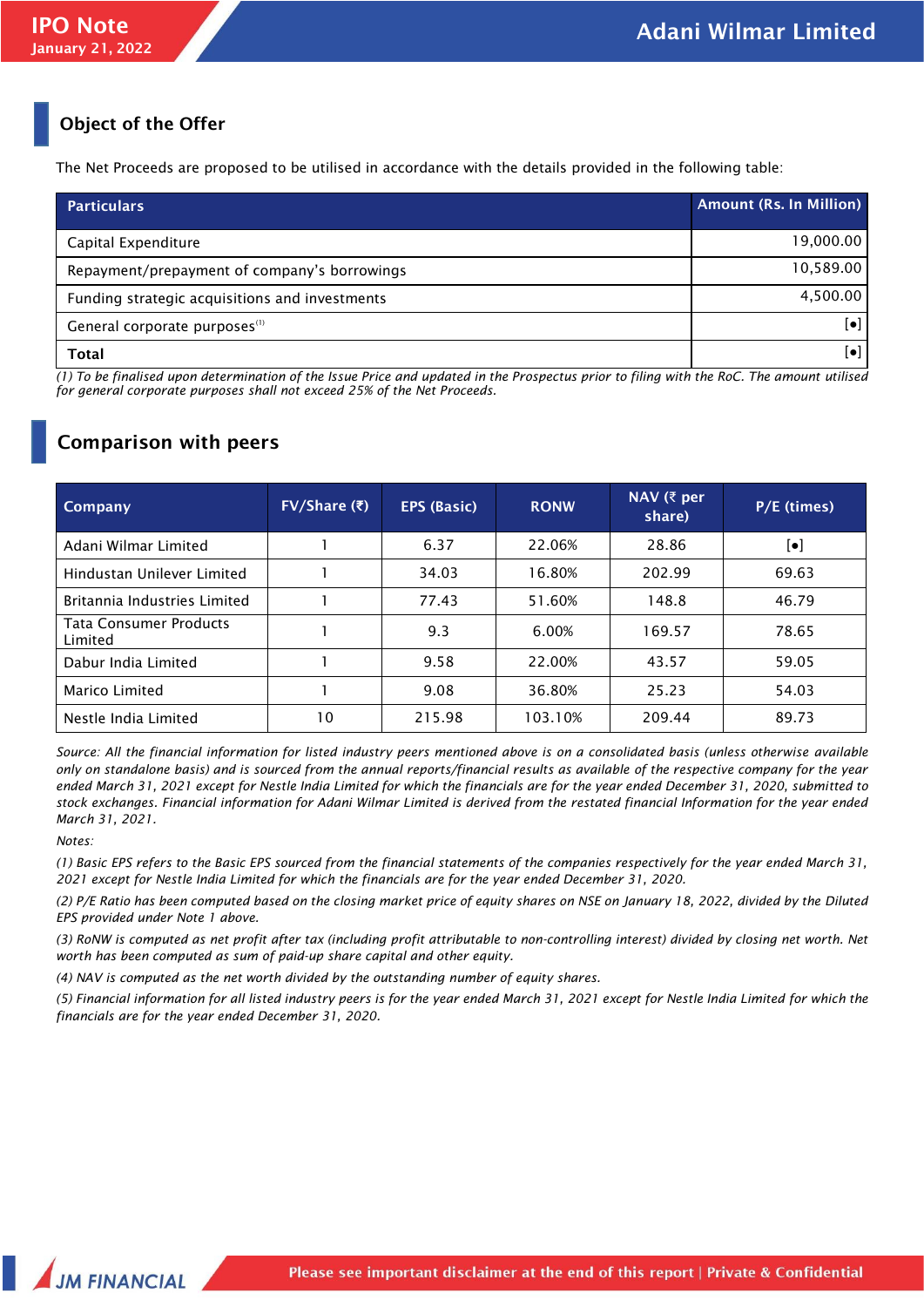## Object of the Offer

The Net Proceeds are proposed to be utilised in accordance with the details provided in the following table:

| Particulars | Amount (Rs. In Million) |
|---|---|
| Capital Expenditure | 19,000.00 |
| Repayment/prepayment of company's borrowings | 10,589.00 |
| Funding strategic acquisitions and investments | 4,500.00 |
| General corporate purposes[1] | [•] |
| **Total** | [•] |

*(1) To be finalised upon determination of the Issue Price and updated in the Prospectus prior to filing with the RoC. The amount utilised for general corporate purposes shall not exceed 25% of the Net Proceeds.*

## Comparison with peers

| Company | FV/Share (₹) | EPS (Basic) | RONW | NAV (₹ per share) | P/E (times) |
|---|---|---|---|---|---|
| Adani Wilmar Limited | 1 | 6.37 | 22.06% | 28.86 | [•] |
| Hindustan Unilever Limited | 1 | 34.03 | 16.80% | 202.99 | 69.63 |
| Britannia Industries Limited | 1 | 77.43 | 51.60% | 148.8 | 46.79 |
| Tata Consumer Products Limited | 1 | 9.3 | 6.00% | 169.57 | 78.65 |
| Dabur India Limited | 1 | 9.58 | 22.00% | 43.57 | 59.05 |
| Marico Limited | 1 | 9.08 | 36.80% | 25.23 | 54.03 |
| Nestle India Limited | 10 | 215.98 | 103.10% | 209.44 | 89.73 |

*Source: All the financial information for listed industry peers mentioned above is on a consolidated basis (unless otherwise available only on standalone basis) and is sourced from the annual reports/financial results as available of the respective company for the year ended March 31, 2021 except for Nestle India Limited for which the financials are for the year ended December 31, 2020, submitted to stock exchanges. Financial information for Adani Wilmar Limited is derived from the restated financial Information for the year ended March 31, 2021.*

*Notes:*

*(1) Basic EPS refers to the Basic EPS sourced from the financial statements of the companies respectively for the year ended March 31, 2021 except for Nestle India Limited for which the financials are for the year ended December 31, 2020.*

*(2) P/E Ratio has been computed based on the closing market price of equity shares on NSE on January 18, 2022, divided by the Diluted EPS provided under Note 1 above.*

*(3) RoNW is computed as net profit after tax (including profit attributable to non-controlling interest) divided by closing net worth. Net worth has been computed as sum of paid-up share capital and other equity.*

*(4) NAV is computed as the net worth divided by the outstanding number of equity shares.*

*(5) Financial information for all listed industry peers is for the year ended March 31, 2021 except for Nestle India Limited for which the financials are for the year ended December 31, 2020.*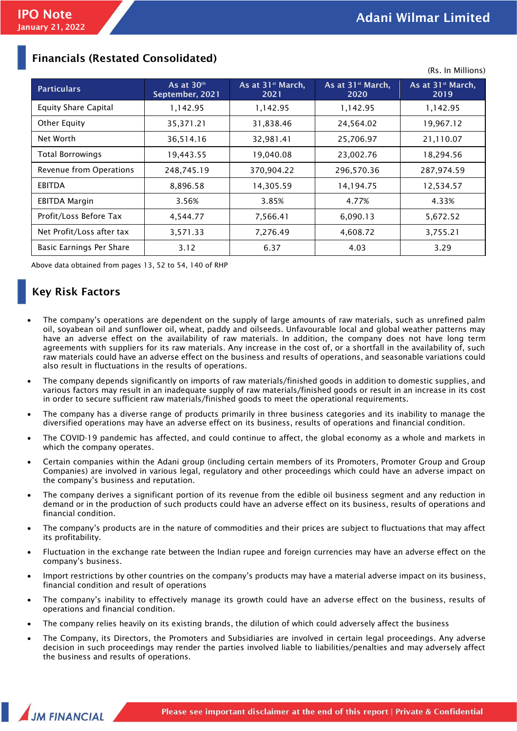## Financials (Restated Consolidated)

(Rs. In Millions)

| Particulars | As at 30th September, 2021 | As at 31st March, 2021 | As at 31st March, 2020 | As at 31st March, 2019 |
|---|---|---|---|---|
| Equity Share Capital | 1,142.95 | 1,142.95 | 1,142.95 | 1,142.95 |
| Other Equity | 35,371.21 | 31,838.46 | 24,564.02 | 19,967.12 |
| Net Worth | 36,514.16 | 32,981.41 | 25,706.97 | 21,110.07 |
| Total Borrowings | 19,443.55 | 19,040.08 | 23,002.76 | 18,294.56 |
| Revenue from Operations | 248,745.19 | 370,904.22 | 296,570.36 | 287,974.59 |
| EBITDA | 8,896.58 | 14,305.59 | 14,194.75 | 12,534.57 |
| EBITDA Margin | 3.56% | 3.85% | 4.77% | 4.33% |
| Profit/Loss Before Tax | 4,544.77 | 7,566.41 | 6,090.13 | 5,672.52 |
| Net Profit/Loss after tax | 3,571.33 | 7,276.49 | 4,608.72 | 3,755.21 |
| Basic Earnings Per Share | 3.12 | 6.37 | 4.03 | 3.29 |

Above data obtained from pages 13, 52 to 54, 140 of RHP

## Key Risk Factors

- The company's operations are dependent on the supply of large amounts of raw materials, such as unrefined palm oil, soyabean oil and sunflower oil, wheat, paddy and oilseeds. Unfavourable local and global weather patterns may have an adverse effect on the availability of raw materials. In addition, the company does not have long term agreements with suppliers for its raw materials. Any increase in the cost of, or a shortfall in the availability of, such raw materials could have an adverse effect on the business and results of operations, and seasonable variations could also result in fluctuations in the results of operations.
- The company depends significantly on imports of raw materials/finished goods in addition to domestic supplies, and various factors may result in an inadequate supply of raw materials/finished goods or result in an increase in its cost in order to secure sufficient raw materials/finished goods to meet the operational requirements.
- The company has a diverse range of products primarily in three business categories and its inability to manage the diversified operations may have an adverse effect on its business, results of operations and financial condition.
- The COVID-19 pandemic has affected, and could continue to affect, the global economy as a whole and markets in which the company operates.
- Certain companies within the Adani group (including certain members of its Promoters, Promoter Group and Group Companies) are involved in various legal, regulatory and other proceedings which could have an adverse impact on the company's business and reputation.
- The company derives a significant portion of its revenue from the edible oil business segment and any reduction in demand or in the production of such products could have an adverse effect on its business, results of operations and financial condition.
- The company's products are in the nature of commodities and their prices are subject to fluctuations that may affect its profitability.
- Fluctuation in the exchange rate between the Indian rupee and foreign currencies may have an adverse effect on the company's business.
- Import restrictions by other countries on the company's products may have a material adverse impact on its business, financial condition and result of operations
- The company's inability to effectively manage its growth could have an adverse effect on the business, results of operations and financial condition.
- The company relies heavily on its existing brands, the dilution of which could adversely affect the business
- The Company, its Directors, the Promoters and Subsidiaries are involved in certain legal proceedings. Any adverse decision in such proceedings may render the parties involved liable to liabilities/penalties and may adversely affect the business and results of operations.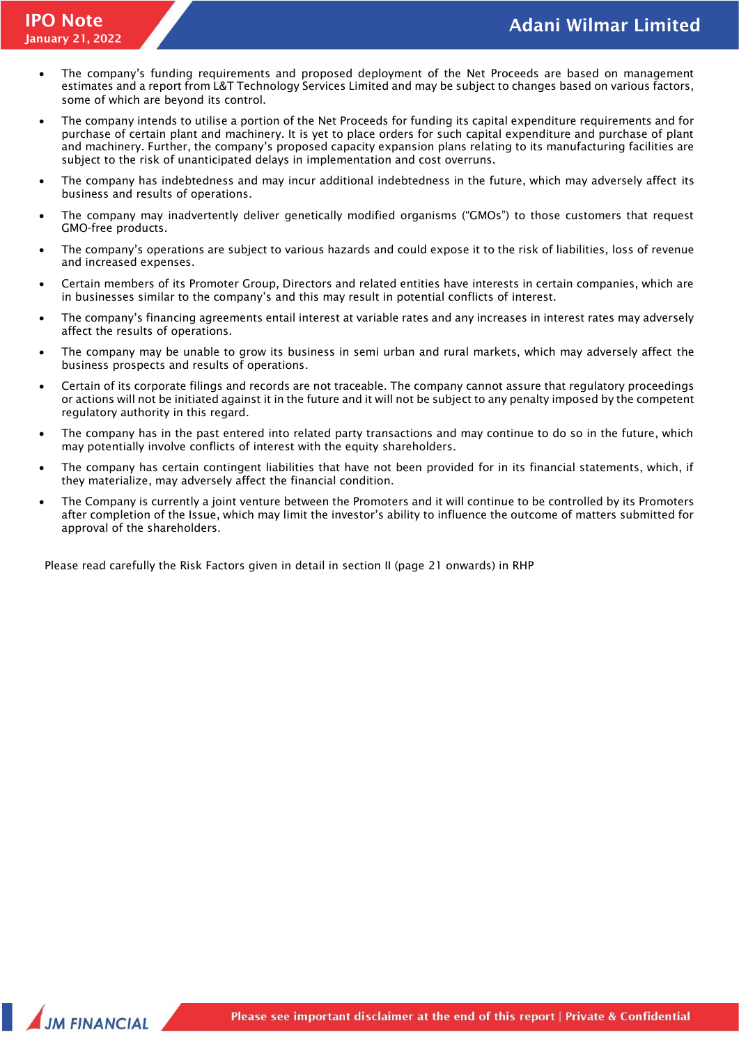- The company's funding requirements and proposed deployment of the Net Proceeds are based on management estimates and a report from L&T Technology Services Limited and may be subject to changes based on various factors, some of which are beyond its control.
- The company intends to utilise a portion of the Net Proceeds for funding its capital expenditure requirements and for purchase of certain plant and machinery. It is yet to place orders for such capital expenditure and purchase of plant and machinery. Further, the company's proposed capacity expansion plans relating to its manufacturing facilities are subject to the risk of unanticipated delays in implementation and cost overruns.
- The company has indebtedness and may incur additional indebtedness in the future, which may adversely affect its business and results of operations.
- The company may inadvertently deliver genetically modified organisms ("GMOs") to those customers that request GMO-free products.
- The company's operations are subject to various hazards and could expose it to the risk of liabilities, loss of revenue and increased expenses.
- Certain members of its Promoter Group, Directors and related entities have interests in certain companies, which are in businesses similar to the company's and this may result in potential conflicts of interest.
- The company's financing agreements entail interest at variable rates and any increases in interest rates may adversely affect the results of operations.
- The company may be unable to grow its business in semi urban and rural markets, which may adversely affect the business prospects and results of operations.
- Certain of its corporate filings and records are not traceable. The company cannot assure that regulatory proceedings or actions will not be initiated against it in the future and it will not be subject to any penalty imposed by the competent regulatory authority in this regard.
- The company has in the past entered into related party transactions and may continue to do so in the future, which may potentially involve conflicts of interest with the equity shareholders.
- The company has certain contingent liabilities that have not been provided for in its financial statements, which, if they materialize, may adversely affect the financial condition.
- The Company is currently a joint venture between the Promoters and it will continue to be controlled by its Promoters after completion of the Issue, which may limit the investor's ability to influence the outcome of matters submitted for approval of the shareholders.

Please read carefully the Risk Factors given in detail in section II (page 21 onwards) in RHP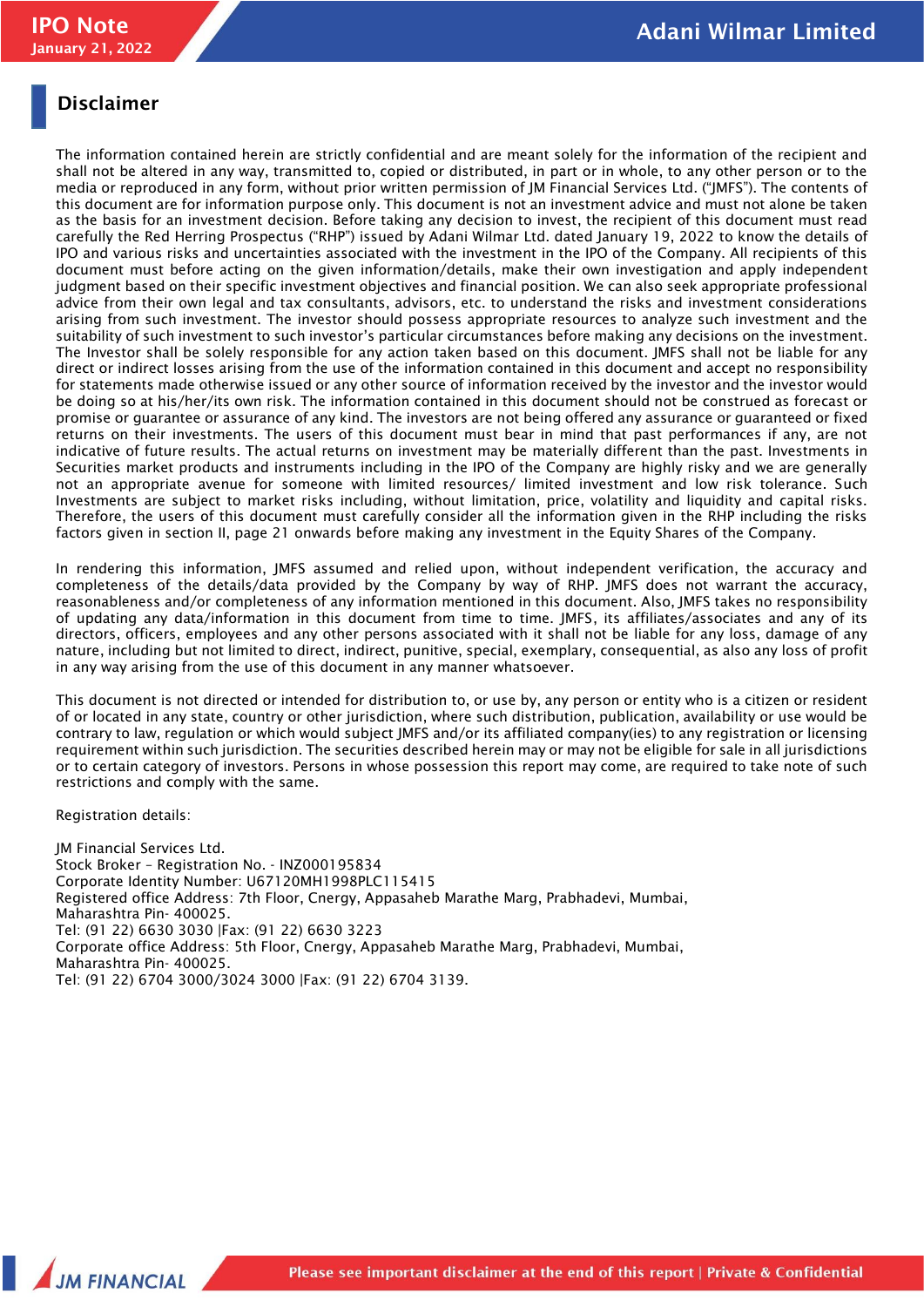## Disclaimer

The information contained herein are strictly confidential and are meant solely for the information of the recipient and shall not be altered in any way, transmitted to, copied or distributed, in part or in whole, to any other person or to the media or reproduced in any form, without prior written permission of JM Financial Services Ltd. ("JMFS"). The contents of this document are for information purpose only. This document is not an investment advice and must not alone be taken as the basis for an investment decision. Before taking any decision to invest, the recipient of this document must read carefully the Red Herring Prospectus ("RHP") issued by Adani Wilmar Ltd. dated January 19, 2022 to know the details of IPO and various risks and uncertainties associated with the investment in the IPO of the Company. All recipients of this document must before acting on the given information/details, make their own investigation and apply independent judgment based on their specific investment objectives and financial position. We can also seek appropriate professional advice from their own legal and tax consultants, advisors, etc. to understand the risks and investment considerations arising from such investment. The investor should possess appropriate resources to analyze such investment and the suitability of such investment to such investor's particular circumstances before making any decisions on the investment. The Investor shall be solely responsible for any action taken based on this document. JMFS shall not be liable for any direct or indirect losses arising from the use of the information contained in this document and accept no responsibility for statements made otherwise issued or any other source of information received by the investor and the investor would be doing so at his/her/its own risk. The information contained in this document should not be construed as forecast or promise or guarantee or assurance of any kind. The investors are not being offered any assurance or guaranteed or fixed returns on their investments. The users of this document must bear in mind that past performances if any, are not indicative of future results. The actual returns on investment may be materially different than the past. Investments in Securities market products and instruments including in the IPO of the Company are highly risky and we are generally not an appropriate avenue for someone with limited resources/ limited investment and low risk tolerance. Such Investments are subject to market risks including, without limitation, price, volatility and liquidity and capital risks. Therefore, the users of this document must carefully consider all the information given in the RHP including the risks factors given in section II, page 21 onwards before making any investment in the Equity Shares of the Company.

In rendering this information, JMFS assumed and relied upon, without independent verification, the accuracy and completeness of the details/data provided by the Company by way of RHP. JMFS does not warrant the accuracy, reasonableness and/or completeness of any information mentioned in this document. Also, JMFS takes no responsibility of updating any data/information in this document from time to time. JMFS, its affiliates/associates and any of its directors, officers, employees and any other persons associated with it shall not be liable for any loss, damage of any nature, including but not limited to direct, indirect, punitive, special, exemplary, consequential, as also any loss of profit in any way arising from the use of this document in any manner whatsoever.

This document is not directed or intended for distribution to, or use by, any person or entity who is a citizen or resident of or located in any state, country or other jurisdiction, where such distribution, publication, availability or use would be contrary to law, regulation or which would subject JMFS and/or its affiliated company(ies) to any registration or licensing requirement within such jurisdiction. The securities described herein may or may not be eligible for sale in all jurisdictions or to certain category of investors. Persons in whose possession this report may come, are required to take note of such restrictions and comply with the same.

Registration details:

JM Financial Services Ltd.
Stock Broker – Registration No. - INZ000195834
Corporate Identity Number: U67120MH1998PLC115415
Registered office Address: 7th Floor, Cnergy, Appasaheb Marathe Marg, Prabhadevi, Mumbai, Maharashtra Pin- 400025.
Tel: (91 22) 6630 3030 |Fax: (91 22) 6630 3223
Corporate office Address: 5th Floor, Cnergy, Appasaheb Marathe Marg, Prabhadevi, Mumbai, Maharashtra Pin- 400025.
Tel: (91 22) 6704 3000/3024 3000 |Fax: (91 22) 6704 3139.